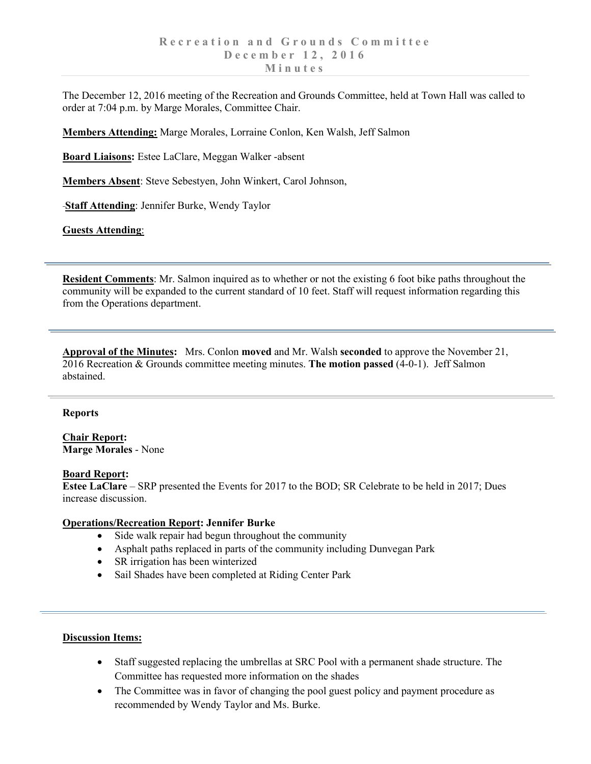# Recreation and Grounds Committee
## December 12, 2016
## Minutes

The December 12, 2016 meeting of the Recreation and Grounds Committee, held at Town Hall was called to order at 7:04 p.m. by Marge Morales, Committee Chair.

**Members Attending:** Marge Morales, Lorraine Conlon, Ken Walsh, Jeff Salmon

**Board Liaisons:** Estee LaClare, Meggan Walker -absent

**Members Absent**: Steve Sebestyen, John Winkert, Carol Johnson,

-**Staff Attending**: Jennifer Burke, Wendy Taylor

**Guests Attending**:

---

**Resident Comments**: Mr. Salmon inquired as to whether or not the existing 6 foot bike paths throughout the community will be expanded to the current standard of 10 feet. Staff will request information regarding this from the Operations department.

---

**Approval of the Minutes:** Mrs. Conlon **moved** and Mr. Walsh **seconded** to approve the November 21, 2016 Recreation & Grounds committee meeting minutes. **The motion passed** (4-0-1). Jeff Salmon abstained.

---

**Reports**

**Chair Report:**
**Marge Morales** - None

**Board Report:**
**Estee LaClare** – SRP presented the Events for 2017 to the BOD; SR Celebrate to be held in 2017; Dues increase discussion.

**Operations/Recreation Report: Jennifer Burke**

- Side walk repair had begun throughout the community
- Asphalt paths replaced in parts of the community including Dunvegan Park
- SR irrigation has been winterized
- Sail Shades have been completed at Riding Center Park

---

**Discussion Items:**

- Staff suggested replacing the umbrellas at SRC Pool with a permanent shade structure. The Committee has requested more information on the shades
- The Committee was in favor of changing the pool guest policy and payment procedure as recommended by Wendy Taylor and Ms. Burke.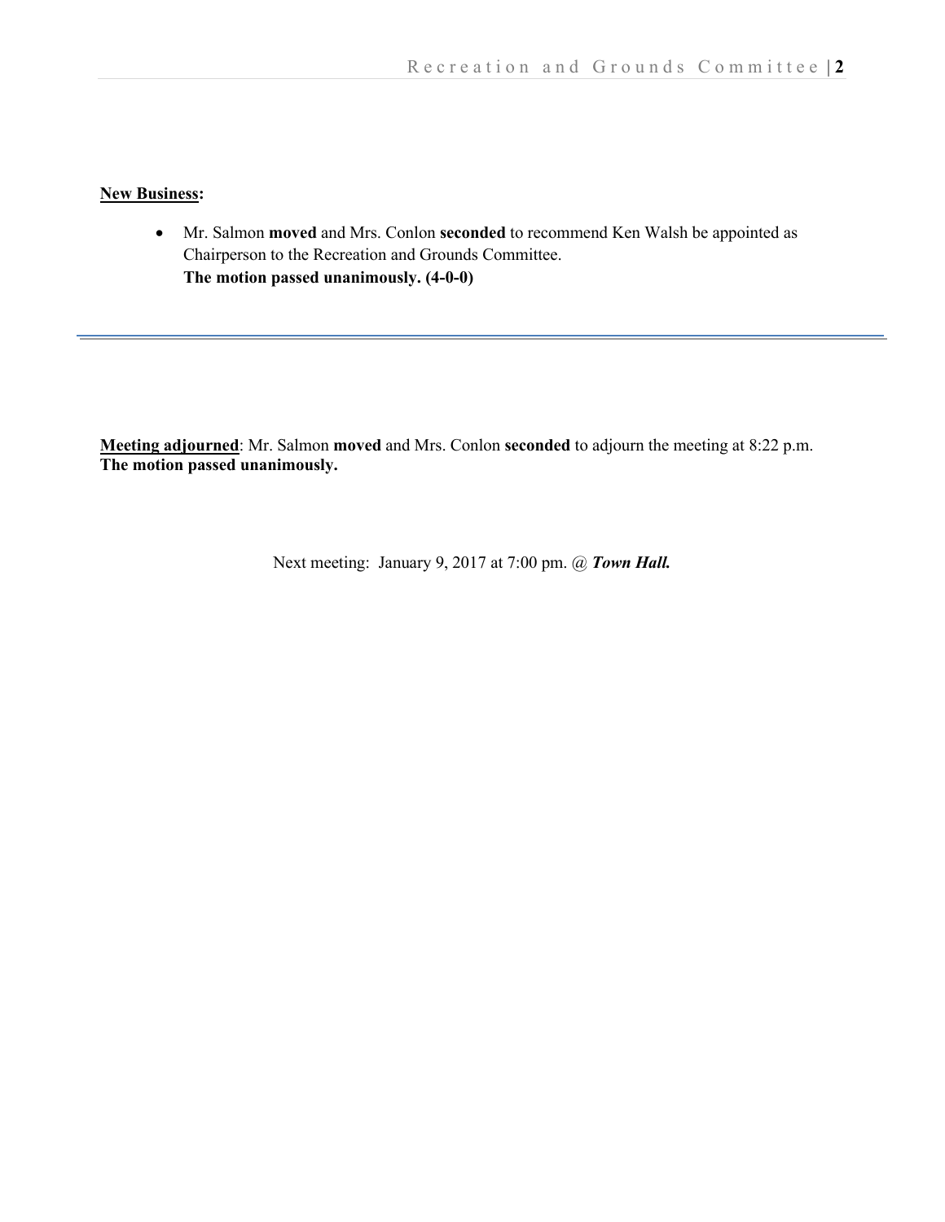**<u>New Business</u>:**

- Mr. Salmon **moved** and Mrs. Conlon **seconded** to recommend Ken Walsh be appointed as Chairperson to the Recreation and Grounds Committee.
  **The motion passed unanimously. (4-0-0)**

---

**<u>Meeting adjourned</u>**: Mr. Salmon **moved** and Mrs. Conlon **seconded** to adjourn the meeting at 8:22 p.m.
**The motion passed unanimously.**

Next meeting: January 9, 2017 at 7:00 pm. @ ***Town Hall.***